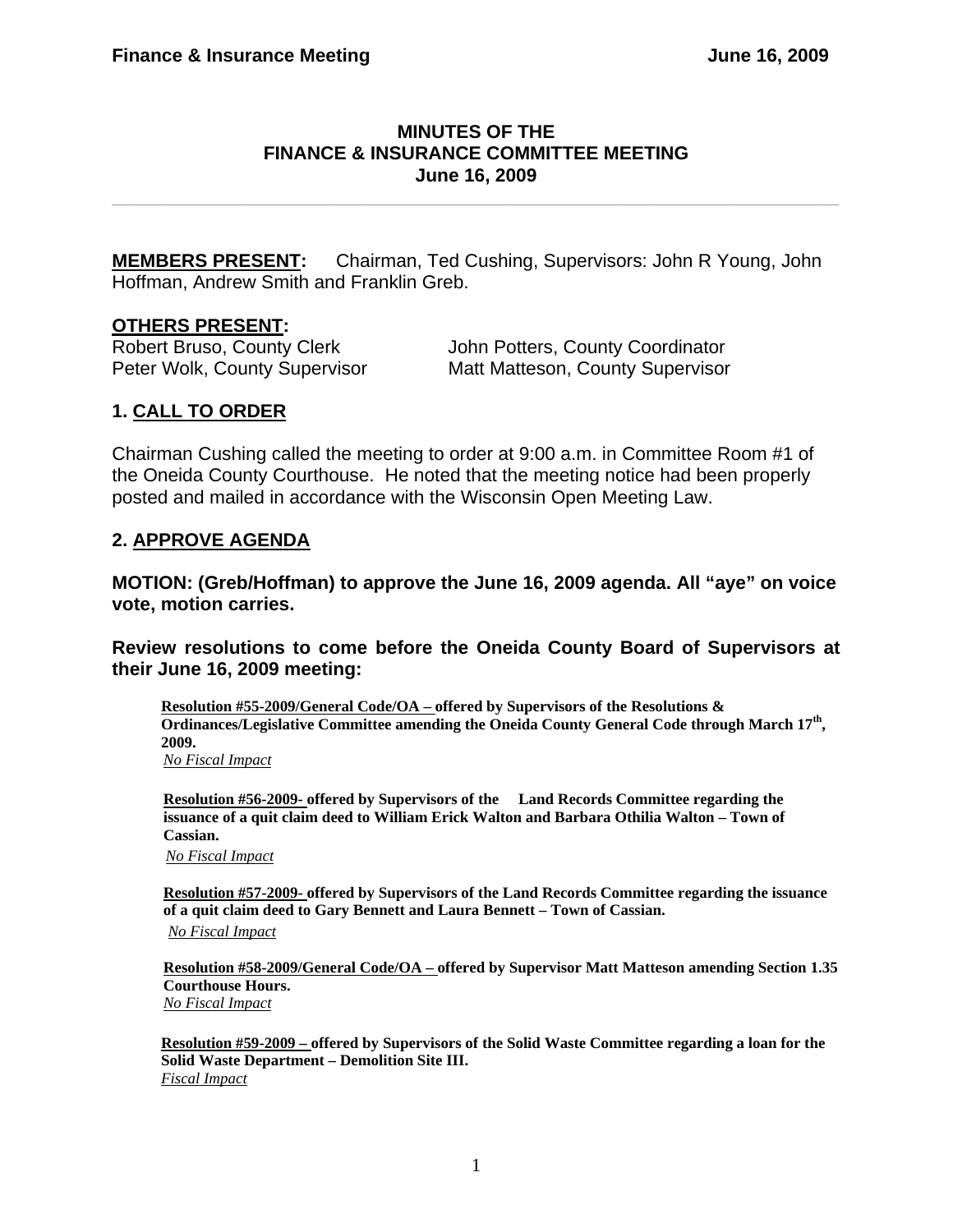# MINUTES OF THE FINANCE & INSURANCE COMMITTEE MEETING June 16, 2009

**MEMBERS PRESENT:** Chairman, Ted Cushing, Supervisors: John R Young, John Hoffman, Andrew Smith and Franklin Greb.

**OTHERS PRESENT:**

Robert Bruso, County Clerk
John Potters, County Coordinator
Peter Wolk, County Supervisor
Matt Matteson, County Supervisor

## 1. CALL TO ORDER

Chairman Cushing called the meeting to order at 9:00 a.m. in Committee Room #1 of the Oneida County Courthouse. He noted that the meeting notice had been properly posted and mailed in accordance with the Wisconsin Open Meeting Law.

## 2. APPROVE AGENDA

**MOTION: (Greb/Hoffman) to approve the June 16, 2009 agenda. All "aye" on voice vote, motion carries.**

**Review resolutions to come before the Oneida County Board of Supervisors at their June 16, 2009 meeting:**

**Resolution #55-2009/General Code/OA – offered by Supervisors of the Resolutions & Ordinances/Legislative Committee amending the Oneida County General Code through March 17th, 2009.**
*No Fiscal Impact*

**Resolution #56-2009- offered by Supervisors of the Land Records Committee regarding the issuance of a quit claim deed to William Erick Walton and Barbara Othilia Walton – Town of Cassian.**
*No Fiscal Impact*

**Resolution #57-2009- offered by Supervisors of the Land Records Committee regarding the issuance of a quit claim deed to Gary Bennett and Laura Bennett – Town of Cassian.**
*No Fiscal Impact*

**Resolution #58-2009/General Code/OA – offered by Supervisor Matt Matteson amending Section 1.35 Courthouse Hours.**
*No Fiscal Impact*

**Resolution #59-2009 – offered by Supervisors of the Solid Waste Committee regarding a loan for the Solid Waste Department – Demolition Site III.**
*Fiscal Impact*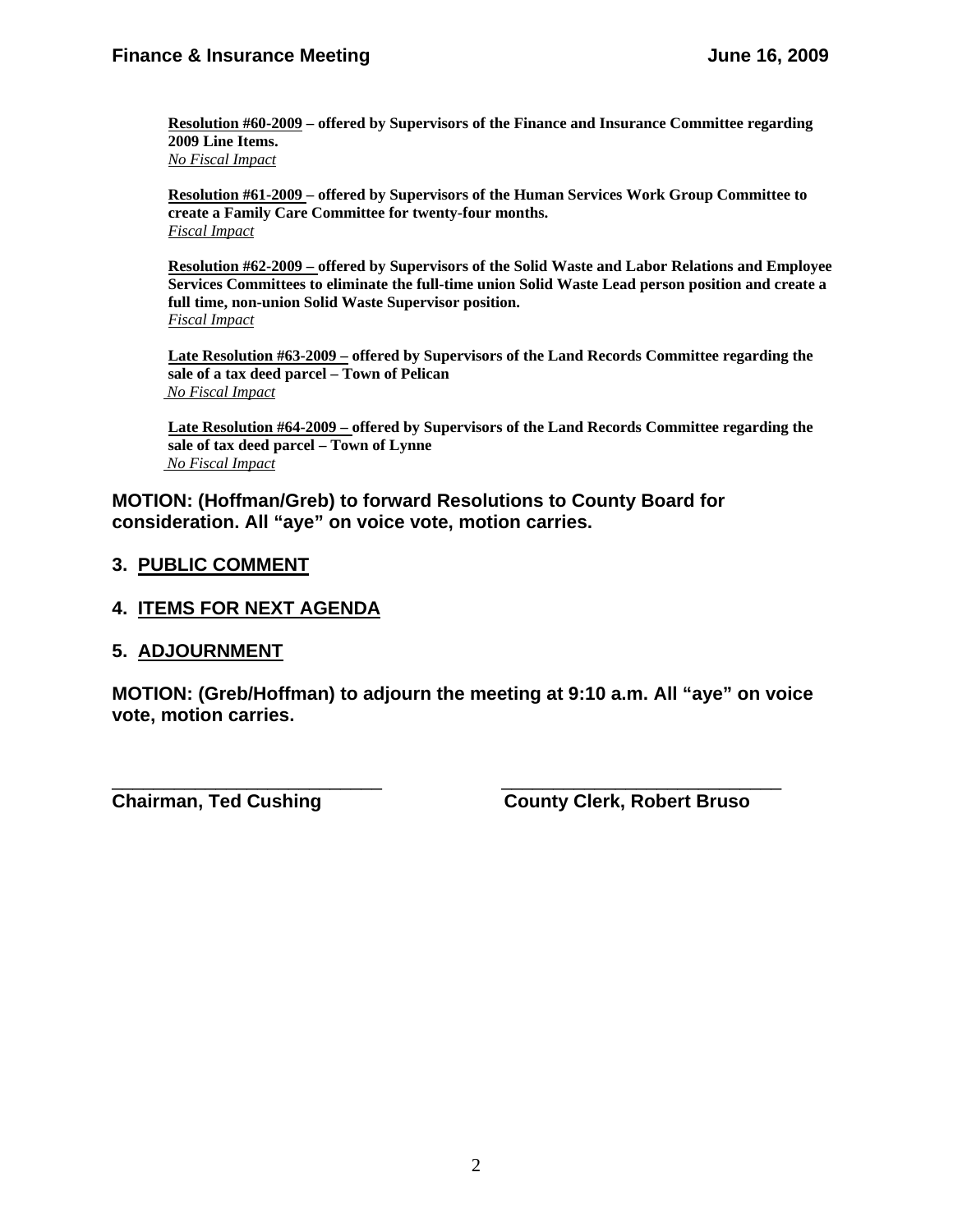**Resolution #60-2009 – offered by Supervisors of the Finance and Insurance Committee regarding 2009 Line Items.**
*No Fiscal Impact*

**Resolution #61-2009 – offered by Supervisors of the Human Services Work Group Committee to create a Family Care Committee for twenty-four months.**
*Fiscal Impact*

**Resolution #62-2009 – offered by Supervisors of the Solid Waste and Labor Relations and Employee Services Committees to eliminate the full-time union Solid Waste Lead person position and create a full time, non-union Solid Waste Supervisor position.**
*Fiscal Impact*

**Late Resolution #63-2009 – offered by Supervisors of the Land Records Committee regarding the sale of a tax deed parcel – Town of Pelican**
*No Fiscal Impact*

**Late Resolution #64-2009 – offered by Supervisors of the Land Records Committee regarding the sale of tax deed parcel – Town of Lynne**
*No Fiscal Impact*

**MOTION: (Hoffman/Greb) to forward Resolutions to County Board for consideration. All "aye" on voice vote, motion carries.**

## 3. PUBLIC COMMENT

## 4. ITEMS FOR NEXT AGENDA

## 5. ADJOURNMENT

**MOTION: (Greb/Hoffman) to adjourn the meeting at 9:10 a.m. All "aye" on voice vote, motion carries.**

\_\_\_\_\_\_\_\_\_\_\_\_\_\_\_\_\_\_\_\_\_\_\_\_\_\_\_\_ 
**Chairman, Ted Cushing**

\_\_\_\_\_\_\_\_\_\_\_\_\_\_\_\_\_\_\_\_\_\_\_\_\_\_\_\_ 
**County Clerk, Robert Bruso**